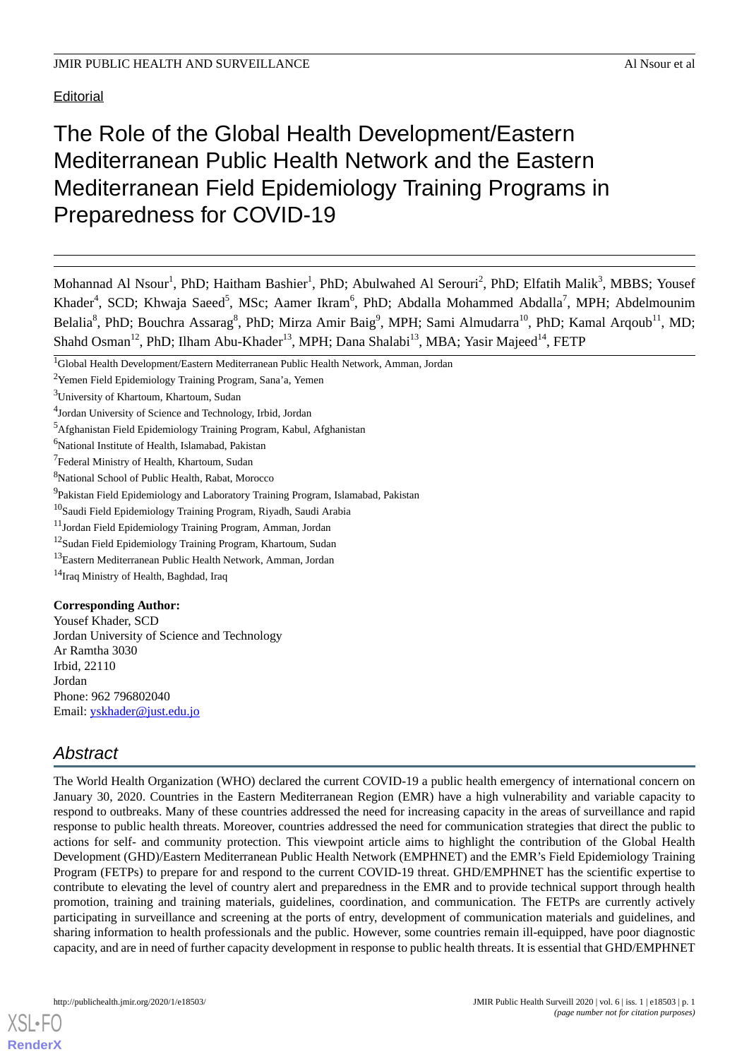Editorial

# The Role of the Global Health Development/Eastern Mediterranean Public Health Network and the Eastern Mediterranean Field Epidemiology Training Programs in Preparedness for COVID-19

Mohannad Al Nsour[1], PhD; Haitham Bashier[1], PhD; Abulwahed Al Serouri[2], PhD; Elfatih Malik[3], MBBS; Yousef Khader[4], SCD; Khwaja Saeed[5], MSc; Aamer Ikram[6], PhD; Abdalla Mohammed Abdalla[7], MPH; Abdelmounim Belalia[8], PhD; Bouchra Assarag[8], PhD; Mirza Amir Baig[9], MPH; Sami Almudarra[10], PhD; Kamal Arqoub[11], MD; Shahd Osman[12], PhD; Ilham Abu-Khader[13], MPH; Dana Shalabi[13], MBA; Yasir Majeed[14], FETP

[1]Global Health Development/Eastern Mediterranean Public Health Network, Amman, Jordan
[2]Yemen Field Epidemiology Training Program, Sana'a, Yemen
[3]University of Khartoum, Khartoum, Sudan
[4]Jordan University of Science and Technology, Irbid, Jordan
[5]Afghanistan Field Epidemiology Training Program, Kabul, Afghanistan
[6]National Institute of Health, Islamabad, Pakistan
[7]Federal Ministry of Health, Khartoum, Sudan
[8]National School of Public Health, Rabat, Morocco
[9]Pakistan Field Epidemiology and Laboratory Training Program, Islamabad, Pakistan
[10]Saudi Field Epidemiology Training Program, Riyadh, Saudi Arabia
[11]Jordan Field Epidemiology Training Program, Amman, Jordan
[12]Sudan Field Epidemiology Training Program, Khartoum, Sudan
[13]Eastern Mediterranean Public Health Network, Amman, Jordan
[14]Iraq Ministry of Health, Baghdad, Iraq

**Corresponding Author:**
Yousef Khader, SCD
Jordan University of Science and Technology
Ar Ramtha 3030
Irbid, 22110
Jordan
Phone: 962 796802040
Email: yskhader@just.edu.jo

## Abstract

The World Health Organization (WHO) declared the current COVID-19 a public health emergency of international concern on January 30, 2020. Countries in the Eastern Mediterranean Region (EMR) have a high vulnerability and variable capacity to respond to outbreaks. Many of these countries addressed the need for increasing capacity in the areas of surveillance and rapid response to public health threats. Moreover, countries addressed the need for communication strategies that direct the public to actions for self- and community protection. This viewpoint article aims to highlight the contribution of the Global Health Development (GHD)/Eastern Mediterranean Public Health Network (EMPHNET) and the EMR's Field Epidemiology Training Program (FETPs) to prepare for and respond to the current COVID-19 threat. GHD/EMPHNET has the scientific expertise to contribute to elevating the level of country alert and preparedness in the EMR and to provide technical support through health promotion, training and training materials, guidelines, coordination, and communication. The FETPs are currently actively participating in surveillance and screening at the ports of entry, development of communication materials and guidelines, and sharing information to health professionals and the public. However, some countries remain ill-equipped, have poor diagnostic capacity, and are in need of further capacity development in response to public health threats. It is essential that GHD/EMPHNET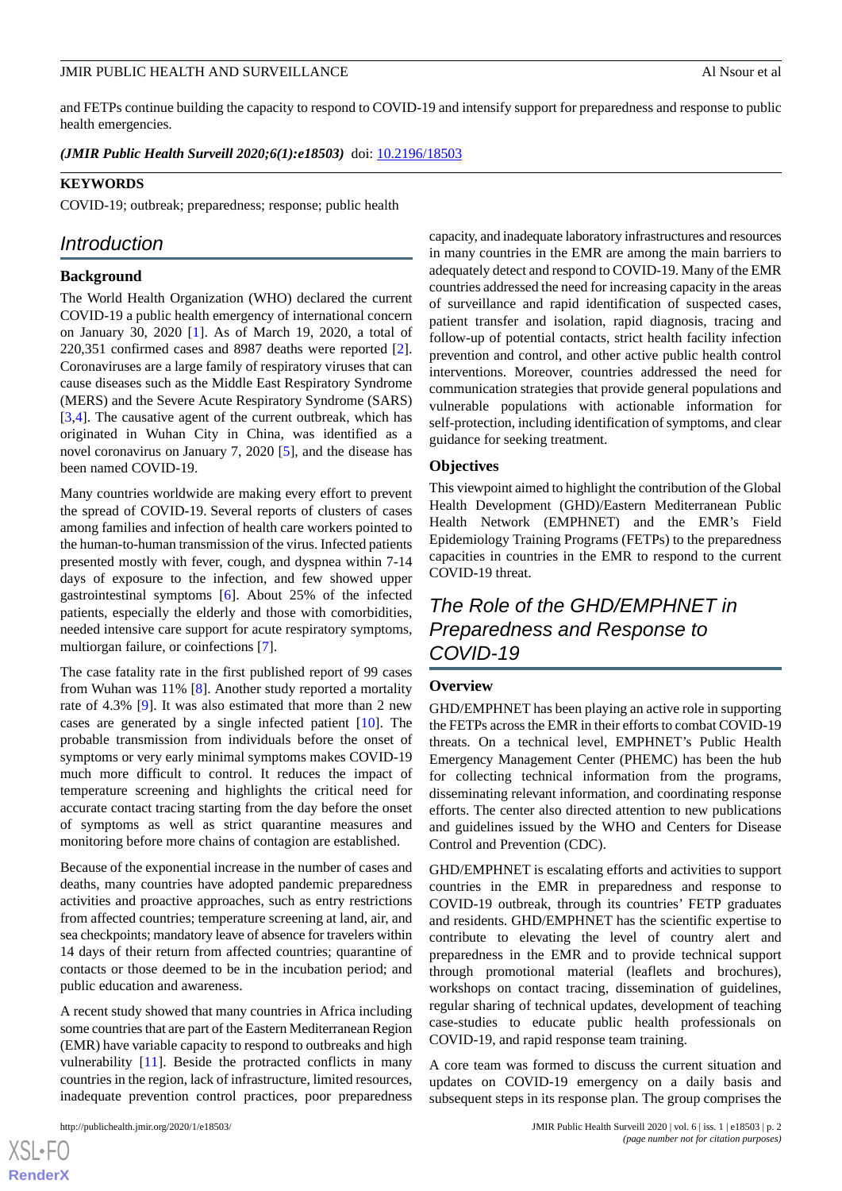and FETPs continue building the capacity to respond to COVID-19 and intensify support for preparedness and response to public health emergencies.

***(JMIR Public Health Surveill 2020;6(1):e18503)*** doi: 10.2196/18503

**KEYWORDS**

COVID-19; outbreak; preparedness; response; public health

## Introduction

### Background

The World Health Organization (WHO) declared the current COVID-19 a public health emergency of international concern on January 30, 2020 [1]. As of March 19, 2020, a total of 220,351 confirmed cases and 8987 deaths were reported [2]. Coronaviruses are a large family of respiratory viruses that can cause diseases such as the Middle East Respiratory Syndrome (MERS) and the Severe Acute Respiratory Syndrome (SARS) [3,4]. The causative agent of the current outbreak, which has originated in Wuhan City in China, was identified as a novel coronavirus on January 7, 2020 [5], and the disease has been named COVID-19.

Many countries worldwide are making every effort to prevent the spread of COVID-19. Several reports of clusters of cases among families and infection of health care workers pointed to the human-to-human transmission of the virus. Infected patients presented mostly with fever, cough, and dyspnea within 7-14 days of exposure to the infection, and few showed upper gastrointestinal symptoms [6]. About 25% of the infected patients, especially the elderly and those with comorbidities, needed intensive care support for acute respiratory symptoms, multiorgan failure, or coinfections [7].

The case fatality rate in the first published report of 99 cases from Wuhan was 11% [8]. Another study reported a mortality rate of 4.3% [9]. It was also estimated that more than 2 new cases are generated by a single infected patient [10]. The probable transmission from individuals before the onset of symptoms or very early minimal symptoms makes COVID-19 much more difficult to control. It reduces the impact of temperature screening and highlights the critical need for accurate contact tracing starting from the day before the onset of symptoms as well as strict quarantine measures and monitoring before more chains of contagion are established.

Because of the exponential increase in the number of cases and deaths, many countries have adopted pandemic preparedness activities and proactive approaches, such as entry restrictions from affected countries; temperature screening at land, air, and sea checkpoints; mandatory leave of absence for travelers within 14 days of their return from affected countries; quarantine of contacts or those deemed to be in the incubation period; and public education and awareness.

A recent study showed that many countries in Africa including some countries that are part of the Eastern Mediterranean Region (EMR) have variable capacity to respond to outbreaks and high vulnerability [11]. Beside the protracted conflicts in many countries in the region, lack of infrastructure, limited resources, inadequate prevention control practices, poor preparedness capacity, and inadequate laboratory infrastructures and resources in many countries in the EMR are among the main barriers to adequately detect and respond to COVID-19. Many of the EMR countries addressed the need for increasing capacity in the areas of surveillance and rapid identification of suspected cases, patient transfer and isolation, rapid diagnosis, tracing and follow-up of potential contacts, strict health facility infection prevention and control, and other active public health control interventions. Moreover, countries addressed the need for communication strategies that provide general populations and vulnerable populations with actionable information for self-protection, including identification of symptoms, and clear guidance for seeking treatment.

### Objectives

This viewpoint aimed to highlight the contribution of the Global Health Development (GHD)/Eastern Mediterranean Public Health Network (EMPHNET) and the EMR's Field Epidemiology Training Programs (FETPs) to the preparedness capacities in countries in the EMR to respond to the current COVID-19 threat.

## The Role of the GHD/EMPHNET in Preparedness and Response to COVID-19

### Overview

GHD/EMPHNET has been playing an active role in supporting the FETPs across the EMR in their efforts to combat COVID-19 threats. On a technical level, EMPHNET's Public Health Emergency Management Center (PHEMC) has been the hub for collecting technical information from the programs, disseminating relevant information, and coordinating response efforts. The center also directed attention to new publications and guidelines issued by the WHO and Centers for Disease Control and Prevention (CDC).

GHD/EMPHNET is escalating efforts and activities to support countries in the EMR in preparedness and response to COVID-19 outbreak, through its countries' FETP graduates and residents. GHD/EMPHNET has the scientific expertise to contribute to elevating the level of country alert and preparedness in the EMR and to provide technical support through promotional material (leaflets and brochures), workshops on contact tracing, dissemination of guidelines, regular sharing of technical updates, development of teaching case-studies to educate public health professionals on COVID-19, and rapid response team training.

A core team was formed to discuss the current situation and updates on COVID-19 emergency on a daily basis and subsequent steps in its response plan. The group comprises the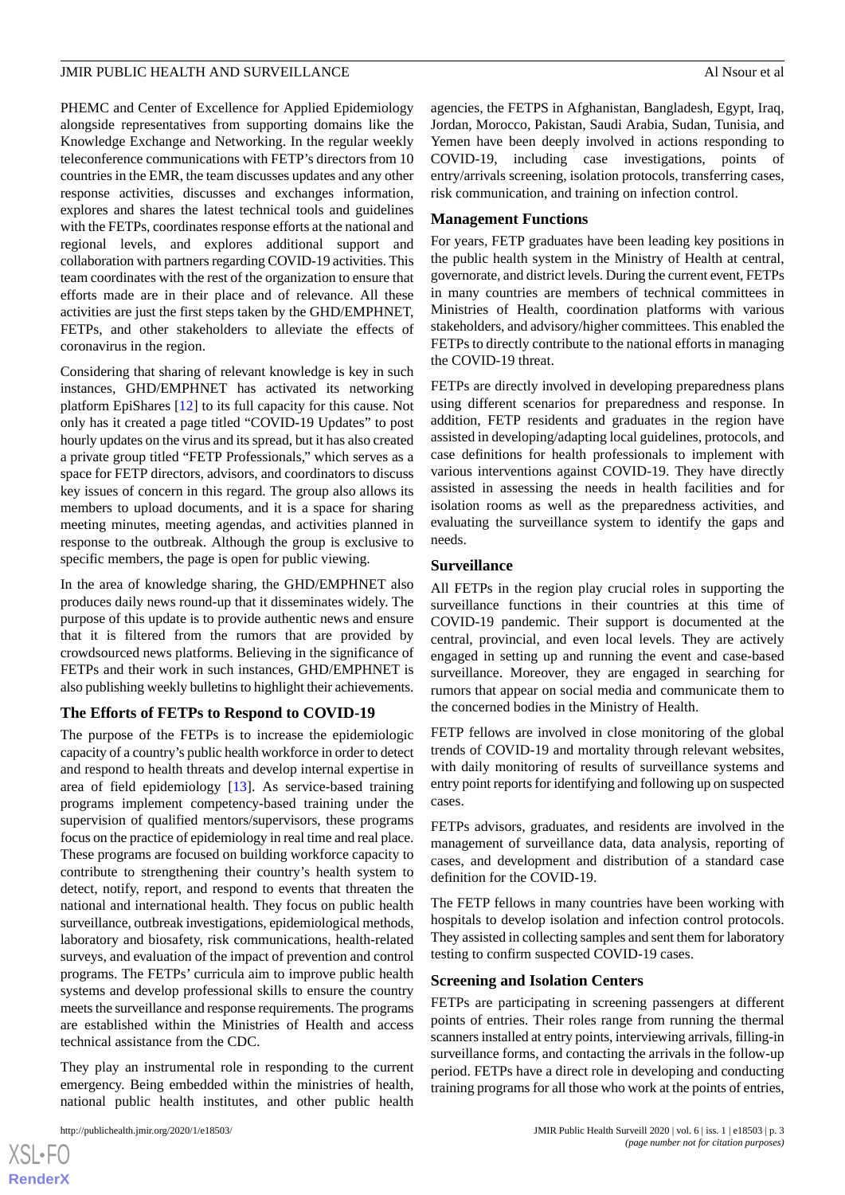PHEMC and Center of Excellence for Applied Epidemiology alongside representatives from supporting domains like the Knowledge Exchange and Networking. In the regular weekly teleconference communications with FETP's directors from 10 countries in the EMR, the team discusses updates and any other response activities, discusses and exchanges information, explores and shares the latest technical tools and guidelines with the FETPs, coordinates response efforts at the national and regional levels, and explores additional support and collaboration with partners regarding COVID-19 activities. This team coordinates with the rest of the organization to ensure that efforts made are in their place and of relevance. All these activities are just the first steps taken by the GHD/EMPHNET, FETPs, and other stakeholders to alleviate the effects of coronavirus in the region.

Considering that sharing of relevant knowledge is key in such instances, GHD/EMPHNET has activated its networking platform EpiShares [12] to its full capacity for this cause. Not only has it created a page titled "COVID-19 Updates" to post hourly updates on the virus and its spread, but it has also created a private group titled "FETP Professionals," which serves as a space for FETP directors, advisors, and coordinators to discuss key issues of concern in this regard. The group also allows its members to upload documents, and it is a space for sharing meeting minutes, meeting agendas, and activities planned in response to the outbreak. Although the group is exclusive to specific members, the page is open for public viewing.

In the area of knowledge sharing, the GHD/EMPHNET also produces daily news round-up that it disseminates widely. The purpose of this update is to provide authentic news and ensure that it is filtered from the rumors that are provided by crowdsourced news platforms. Believing in the significance of FETPs and their work in such instances, GHD/EMPHNET is also publishing weekly bulletins to highlight their achievements.

## The Efforts of FETPs to Respond to COVID-19

The purpose of the FETPs is to increase the epidemiologic capacity of a country's public health workforce in order to detect and respond to health threats and develop internal expertise in area of field epidemiology [13]. As service-based training programs implement competency-based training under the supervision of qualified mentors/supervisors, these programs focus on the practice of epidemiology in real time and real place. These programs are focused on building workforce capacity to contribute to strengthening their country's health system to detect, notify, report, and respond to events that threaten the national and international health. They focus on public health surveillance, outbreak investigations, epidemiological methods, laboratory and biosafety, risk communications, health-related surveys, and evaluation of the impact of prevention and control programs. The FETPs' curricula aim to improve public health systems and develop professional skills to ensure the country meets the surveillance and response requirements. The programs are established within the Ministries of Health and access technical assistance from the CDC.

They play an instrumental role in responding to the current emergency. Being embedded within the ministries of health, national public health institutes, and other public health agencies, the FETPS in Afghanistan, Bangladesh, Egypt, Iraq, Jordan, Morocco, Pakistan, Saudi Arabia, Sudan, Tunisia, and Yemen have been deeply involved in actions responding to COVID-19, including case investigations, points of entry/arrivals screening, isolation protocols, transferring cases, risk communication, and training on infection control.

### Management Functions

For years, FETP graduates have been leading key positions in the public health system in the Ministry of Health at central, governorate, and district levels. During the current event, FETPs in many countries are members of technical committees in Ministries of Health, coordination platforms with various stakeholders, and advisory/higher committees. This enabled the FETPs to directly contribute to the national efforts in managing the COVID-19 threat.

FETPs are directly involved in developing preparedness plans using different scenarios for preparedness and response. In addition, FETP residents and graduates in the region have assisted in developing/adapting local guidelines, protocols, and case definitions for health professionals to implement with various interventions against COVID-19. They have directly assisted in assessing the needs in health facilities and for isolation rooms as well as the preparedness activities, and evaluating the surveillance system to identify the gaps and needs.

### Surveillance

All FETPs in the region play crucial roles in supporting the surveillance functions in their countries at this time of COVID-19 pandemic. Their support is documented at the central, provincial, and even local levels. They are actively engaged in setting up and running the event and case-based surveillance. Moreover, they are engaged in searching for rumors that appear on social media and communicate them to the concerned bodies in the Ministry of Health.

FETP fellows are involved in close monitoring of the global trends of COVID-19 and mortality through relevant websites, with daily monitoring of results of surveillance systems and entry point reports for identifying and following up on suspected cases.

FETPs advisors, graduates, and residents are involved in the management of surveillance data, data analysis, reporting of cases, and development and distribution of a standard case definition for the COVID-19.

The FETP fellows in many countries have been working with hospitals to develop isolation and infection control protocols. They assisted in collecting samples and sent them for laboratory testing to confirm suspected COVID-19 cases.

### Screening and Isolation Centers

FETPs are participating in screening passengers at different points of entries. Their roles range from running the thermal scanners installed at entry points, interviewing arrivals, filling-in surveillance forms, and contacting the arrivals in the follow-up period. FETPs have a direct role in developing and conducting training programs for all those who work at the points of entries,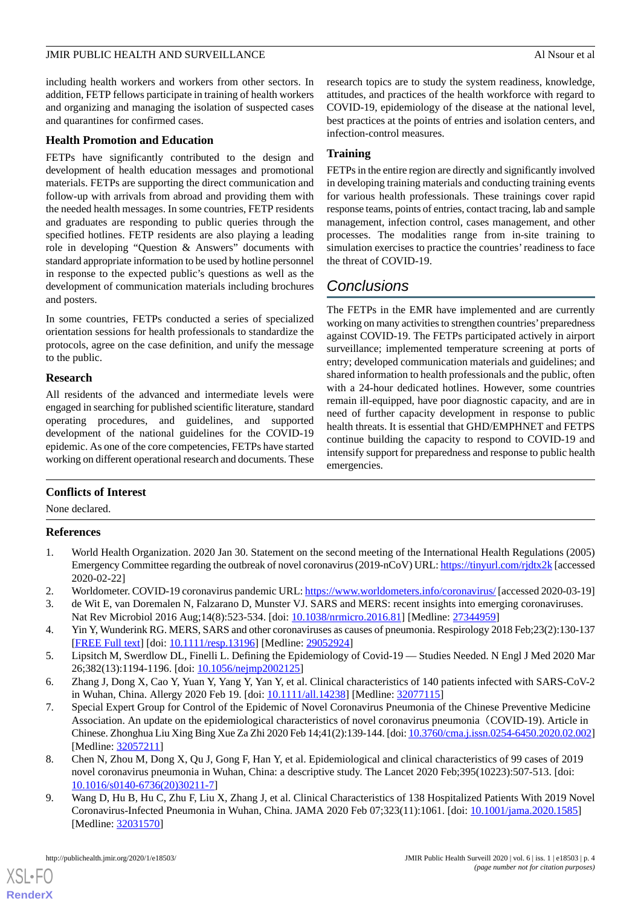including health workers and workers from other sectors. In addition, FETP fellows participate in training of health workers and organizing and managing the isolation of suspected cases and quarantines for confirmed cases.

### Health Promotion and Education

FETPs have significantly contributed to the design and development of health education messages and promotional materials. FETPs are supporting the direct communication and follow-up with arrivals from abroad and providing them with the needed health messages. In some countries, FETP residents and graduates are responding to public queries through the specified hotlines. FETP residents are also playing a leading role in developing "Question & Answers" documents with standard appropriate information to be used by hotline personnel in response to the expected public's questions as well as the development of communication materials including brochures and posters.

In some countries, FETPs conducted a series of specialized orientation sessions for health professionals to standardize the protocols, agree on the case definition, and unify the message to the public.

### Research

All residents of the advanced and intermediate levels were engaged in searching for published scientific literature, standard operating procedures, and guidelines, and supported development of the national guidelines for the COVID-19 epidemic. As one of the core competencies, FETPs have started working on different operational research and documents. These research topics are to study the system readiness, knowledge, attitudes, and practices of the health workforce with regard to COVID-19, epidemiology of the disease at the national level, best practices at the points of entries and isolation centers, and infection-control measures.

### Training

FETPs in the entire region are directly and significantly involved in developing training materials and conducting training events for various health professionals. These trainings cover rapid response teams, points of entries, contact tracing, lab and sample management, infection control, cases management, and other processes. The modalities range from in-site training to simulation exercises to practice the countries' readiness to face the threat of COVID-19.

## Conclusions

The FETPs in the EMR have implemented and are currently working on many activities to strengthen countries' preparedness against COVID-19. The FETPs participated actively in airport surveillance; implemented temperature screening at ports of entry; developed communication materials and guidelines; and shared information to health professionals and the public, often with a 24-hour dedicated hotlines. However, some countries remain ill-equipped, have poor diagnostic capacity, and are in need of further capacity development in response to public health threats. It is essential that GHD/EMPHNET and FETPS continue building the capacity to respond to COVID-19 and intensify support for preparedness and response to public health emergencies.

### Conflicts of Interest

None declared.

### References

1. World Health Organization. 2020 Jan 30. Statement on the second meeting of the International Health Regulations (2005) Emergency Committee regarding the outbreak of novel coronavirus (2019-nCoV) URL: https://tinyurl.com/rjdtx2k [accessed 2020-02-22]
2. Worldometer. COVID-19 coronavirus pandemic URL: https://www.worldometers.info/coronavirus/ [accessed 2020-03-19]
3. de Wit E, van Doremalen N, Falzarano D, Munster VJ. SARS and MERS: recent insights into emerging coronaviruses. Nat Rev Microbiol 2016 Aug;14(8):523-534. [doi: 10.1038/nrmicro.2016.81] [Medline: 27344959]
4. Yin Y, Wunderink RG. MERS, SARS and other coronaviruses as causes of pneumonia. Respirology 2018 Feb;23(2):130-137 [FREE Full text] [doi: 10.1111/resp.13196] [Medline: 29052924]
5. Lipsitch M, Swerdlow DL, Finelli L. Defining the Epidemiology of Covid-19 — Studies Needed. N Engl J Med 2020 Mar 26;382(13):1194-1196. [doi: 10.1056/nejmp2002125]
6. Zhang J, Dong X, Cao Y, Yuan Y, Yang Y, Yan Y, et al. Clinical characteristics of 140 patients infected with SARS-CoV-2 in Wuhan, China. Allergy 2020 Feb 19. [doi: 10.1111/all.14238] [Medline: 32077115]
7. Special Expert Group for Control of the Epidemic of Novel Coronavirus Pneumonia of the Chinese Preventive Medicine Association. An update on the epidemiological characteristics of novel coronavirus pneumonia（COVID-19). Article in Chinese. Zhonghua Liu Xing Bing Xue Za Zhi 2020 Feb 14;41(2):139-144. [doi: 10.3760/cma.j.issn.0254-6450.2020.02.002] [Medline: 32057211]
8. Chen N, Zhou M, Dong X, Qu J, Gong F, Han Y, et al. Epidemiological and clinical characteristics of 99 cases of 2019 novel coronavirus pneumonia in Wuhan, China: a descriptive study. The Lancet 2020 Feb;395(10223):507-513. [doi: 10.1016/s0140-6736(20)30211-7]
9. Wang D, Hu B, Hu C, Zhu F, Liu X, Zhang J, et al. Clinical Characteristics of 138 Hospitalized Patients With 2019 Novel Coronavirus-Infected Pneumonia in Wuhan, China. JAMA 2020 Feb 07;323(11):1061. [doi: 10.1001/jama.2020.1585] [Medline: 32031570]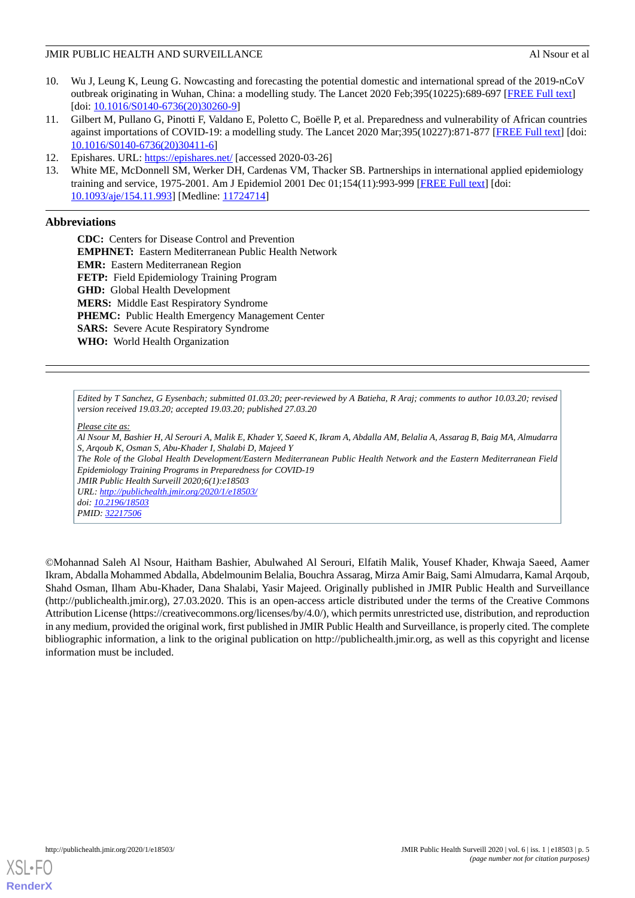10. Wu J, Leung K, Leung G. Nowcasting and forecasting the potential domestic and international spread of the 2019-nCoV outbreak originating in Wuhan, China: a modelling study. The Lancet 2020 Feb;395(10225):689-697 [FREE Full text] [doi: 10.1016/S0140-6736(20)30260-9]
11. Gilbert M, Pullano G, Pinotti F, Valdano E, Poletto C, Boëlle P, et al. Preparedness and vulnerability of African countries against importations of COVID-19: a modelling study. The Lancet 2020 Mar;395(10227):871-877 [FREE Full text] [doi: 10.1016/S0140-6736(20)30411-6]
12. Epishares. URL: https://epishares.net/ [accessed 2020-03-26]
13. White ME, McDonnell SM, Werker DH, Cardenas VM, Thacker SB. Partnerships in international applied epidemiology training and service, 1975-2001. Am J Epidemiol 2001 Dec 01;154(11):993-999 [FREE Full text] [doi: 10.1093/aje/154.11.993] [Medline: 11724714]

## Abbreviations

**CDC:** Centers for Disease Control and Prevention
**EMPHNET:** Eastern Mediterranean Public Health Network
**EMR:** Eastern Mediterranean Region
**FETP:** Field Epidemiology Training Program
**GHD:** Global Health Development
**MERS:** Middle East Respiratory Syndrome
**PHEMC:** Public Health Emergency Management Center
**SARS:** Severe Acute Respiratory Syndrome
**WHO:** World Health Organization

*Edited by T Sanchez, G Eysenbach; submitted 01.03.20; peer-reviewed by A Batieha, R Araj; comments to author 10.03.20; revised version received 19.03.20; accepted 19.03.20; published 27.03.20*

*Please cite as:*
*Al Nsour M, Bashier H, Al Serouri A, Malik E, Khader Y, Saeed K, Ikram A, Abdalla AM, Belalia A, Assarag B, Baig MA, Almudarra S, Arqoub K, Osman S, Abu-Khader I, Shalabi D, Majeed Y*
*The Role of the Global Health Development/Eastern Mediterranean Public Health Network and the Eastern Mediterranean Field Epidemiology Training Programs in Preparedness for COVID-19*
*JMIR Public Health Surveill 2020;6(1):e18503*
*URL: http://publichealth.jmir.org/2020/1/e18503/*
*doi: 10.2196/18503*
*PMID: 32217506*

©Mohannad Saleh Al Nsour, Haitham Bashier, Abulwahed Al Serouri, Elfatih Malik, Yousef Khader, Khwaja Saeed, Aamer Ikram, Abdalla Mohammed Abdalla, Abdelmounim Belalia, Bouchra Assarag, Mirza Amir Baig, Sami Almudarra, Kamal Arqoub, Shahd Osman, Ilham Abu-Khader, Dana Shalabi, Yasir Majeed. Originally published in JMIR Public Health and Surveillance (http://publichealth.jmir.org), 27.03.2020. This is an open-access article distributed under the terms of the Creative Commons Attribution License (https://creativecommons.org/licenses/by/4.0/), which permits unrestricted use, distribution, and reproduction in any medium, provided the original work, first published in JMIR Public Health and Surveillance, is properly cited. The complete bibliographic information, a link to the original publication on http://publichealth.jmir.org, as well as this copyright and license information must be included.